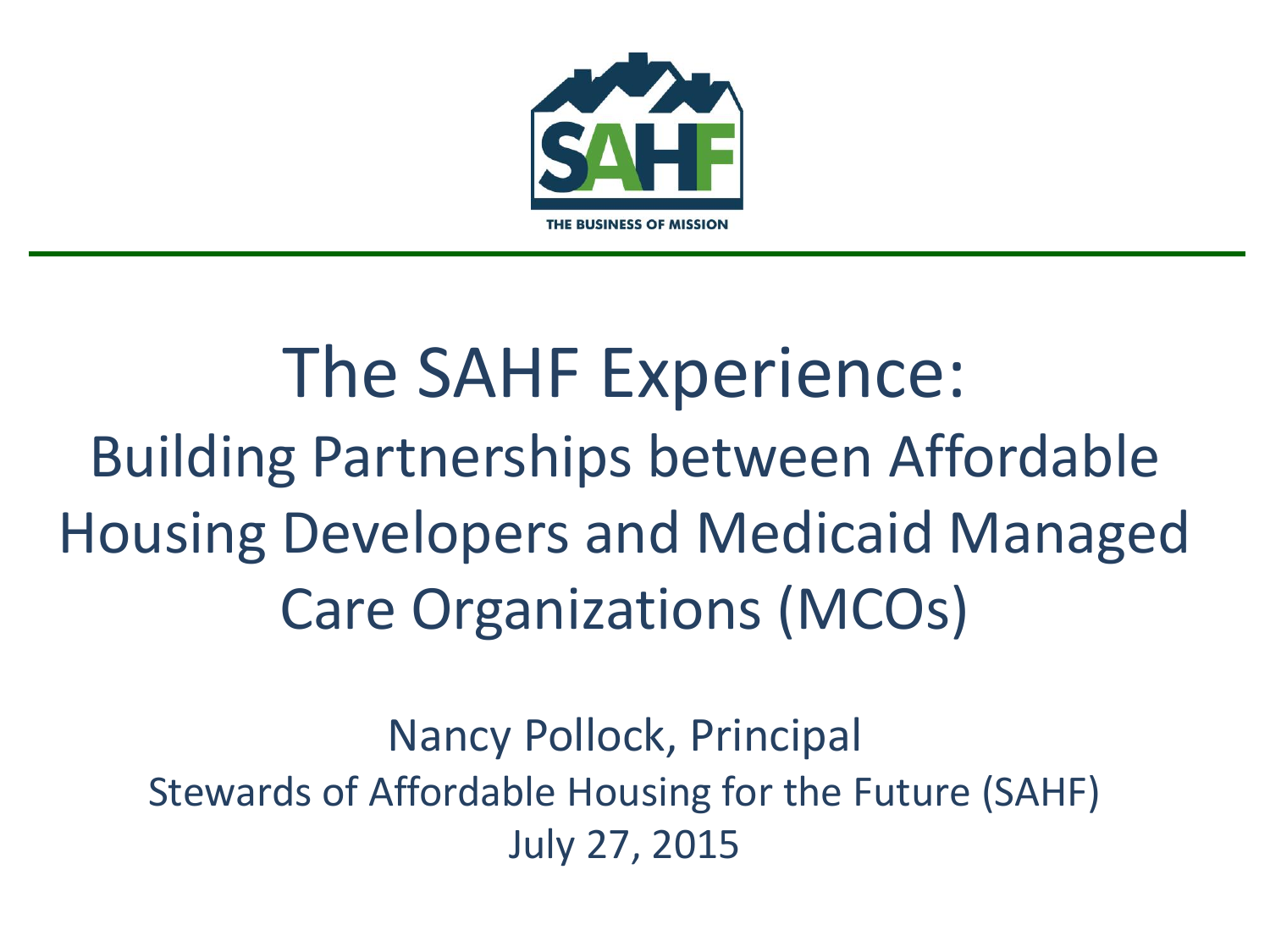SAHF

THE BUSINESS OF MISSION

# The SAHF Experience:

## Building Partnerships between Affordable Housing Developers and Medicaid Managed Care Organizations (MCOs)

Nancy Pollock, Principal

Stewards of Affordable Housing for the Future (SAHF)

July 27, 2015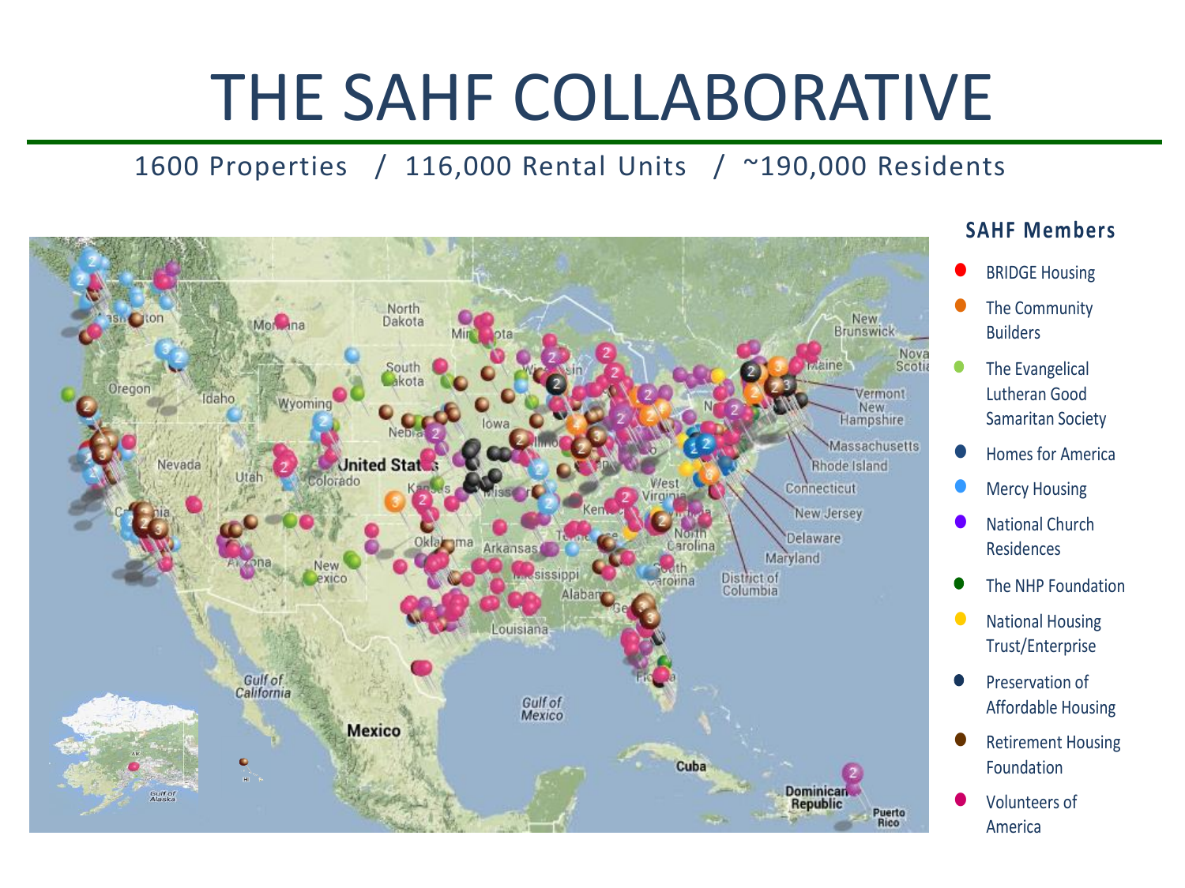# THE SAHF COLLABORATIVE

1600 Properties / 116,000 Rental Units / ~190,000 Residents

## SAHF Members

- BRIDGE Housing
- The Community Builders
- The Evangelical Lutheran Good Samaritan Society
- Homes for America
- Mercy Housing
- National Church Residences
- The NHP Foundation
- National Housing Trust/Enterprise
- Preservation of Affordable Housing
- Retirement Housing Foundation
- Volunteers of America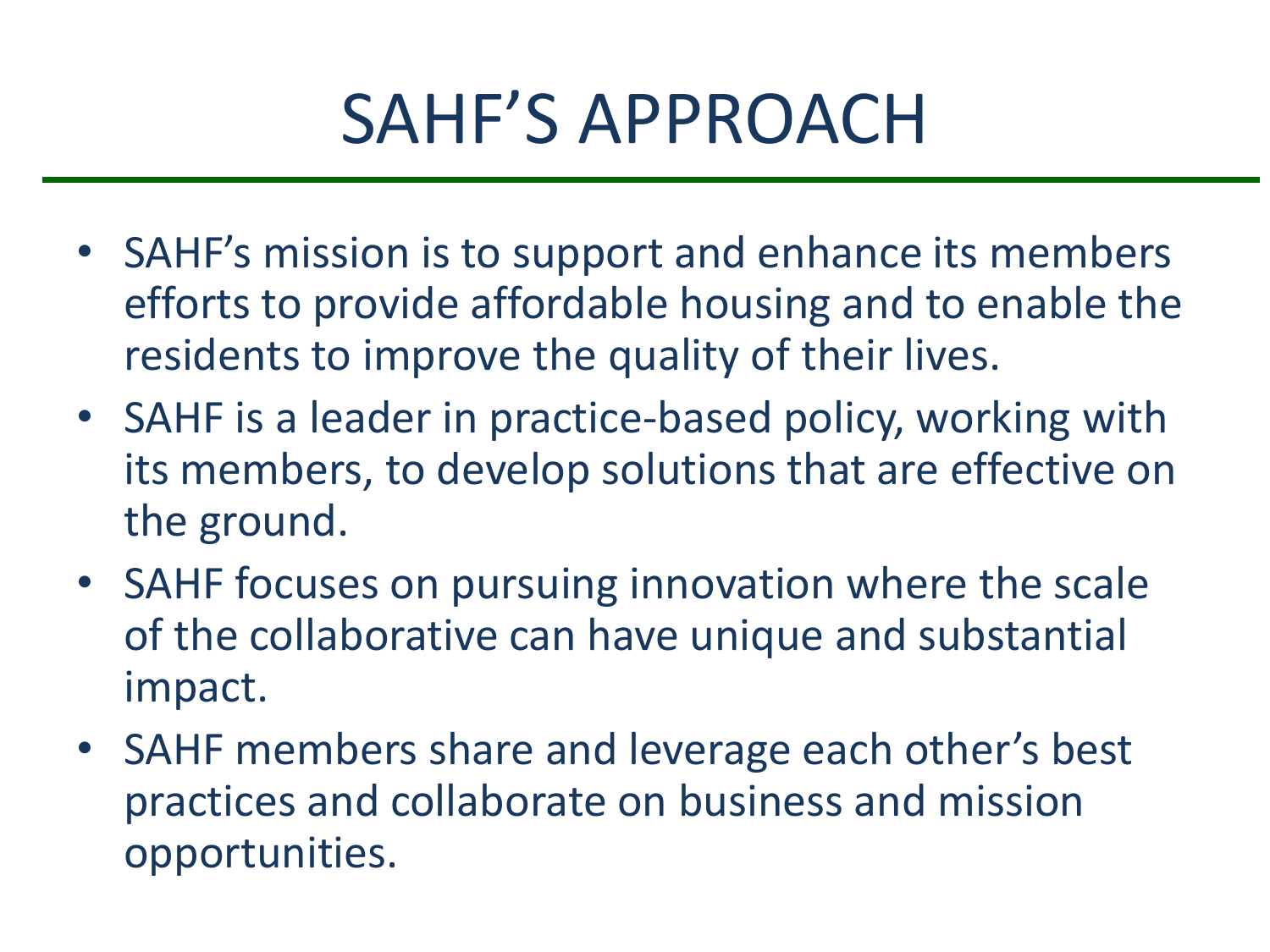# SAHF'S APPROACH

- SAHF's mission is to support and enhance its members efforts to provide affordable housing and to enable the residents to improve the quality of their lives.
- SAHF is a leader in practice-based policy, working with its members, to develop solutions that are effective on the ground.
- SAHF focuses on pursuing innovation where the scale of the collaborative can have unique and substantial impact.
- SAHF members share and leverage each other's best practices and collaborate on business and mission opportunities.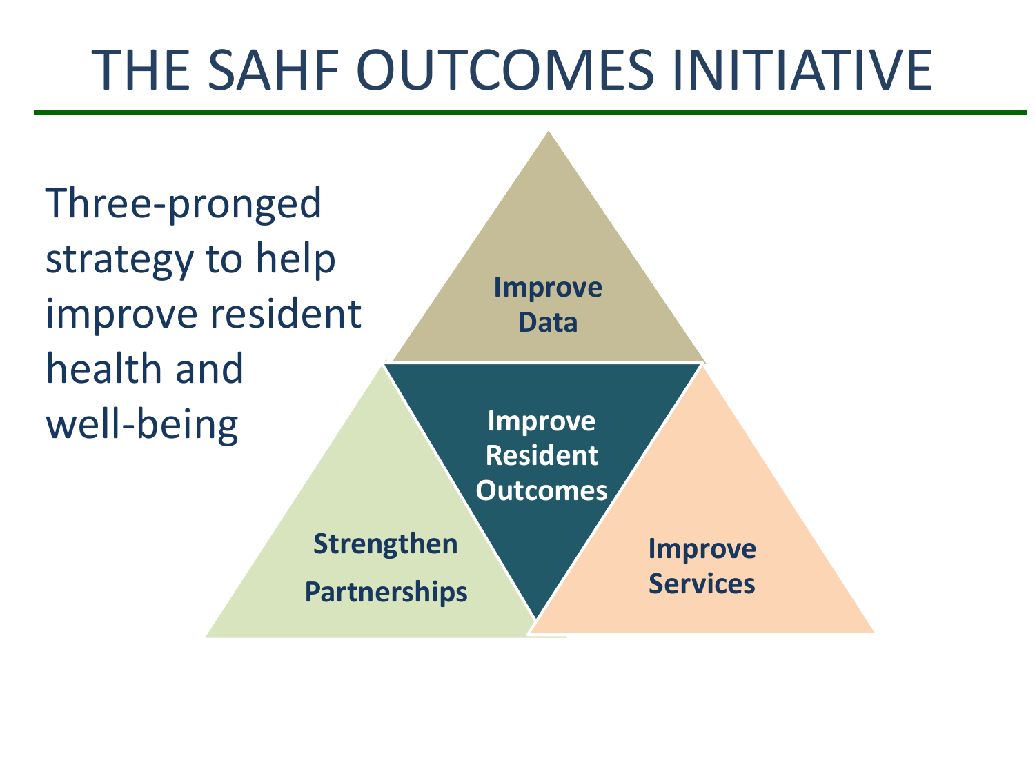# THE SAHF OUTCOMES INITIATIVE

Three-pronged strategy to help improve resident health and well-being

**Improve Data**

**Improve Resident Outcomes**

**Strengthen Partnerships**

**Improve Services**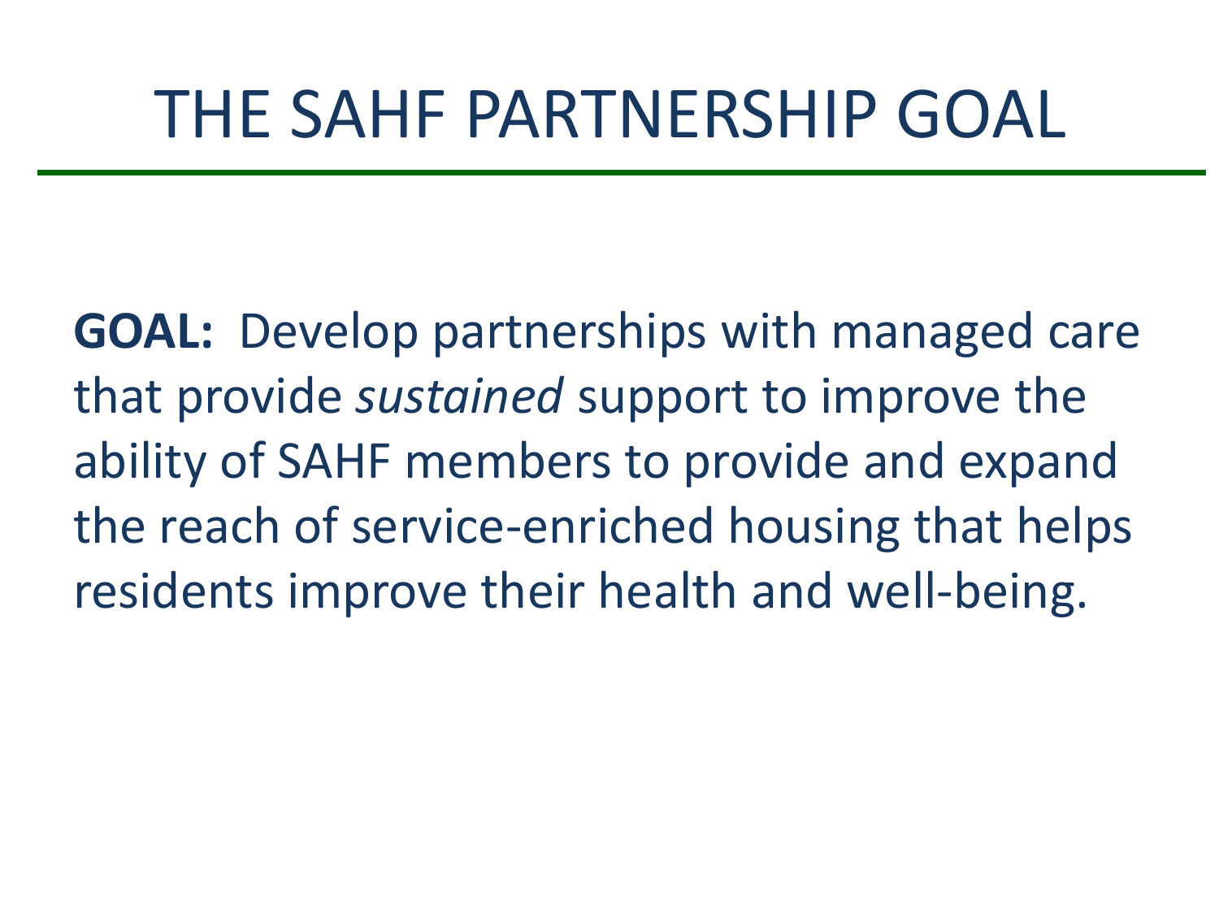# THE SAHF PARTNERSHIP GOAL

**GOAL:** Develop partnerships with managed care that provide *sustained* support to improve the ability of SAHF members to provide and expand the reach of service-enriched housing that helps residents improve their health and well-being.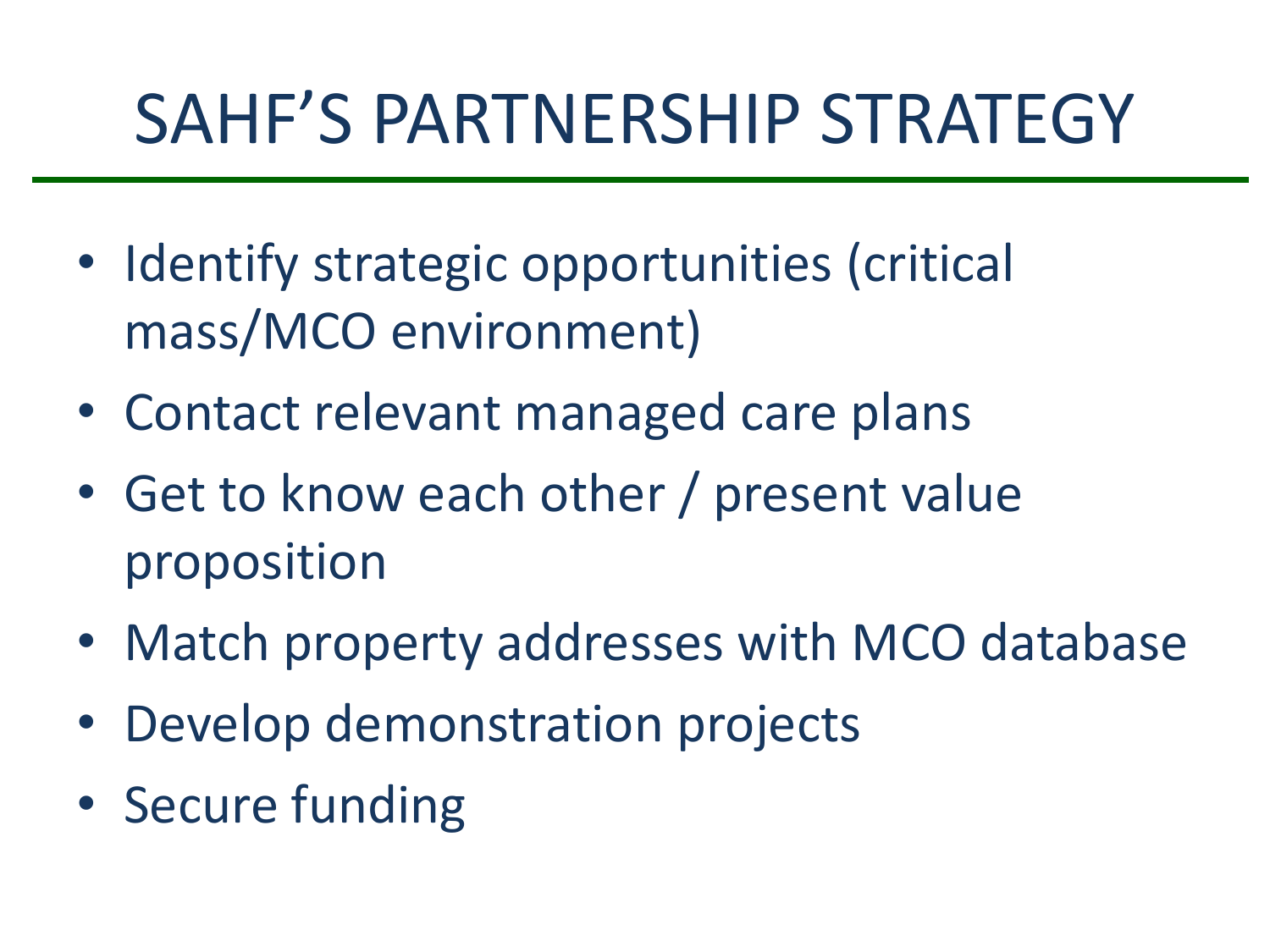# SAHF'S PARTNERSHIP STRATEGY

- Identify strategic opportunities (critical mass/MCO environment)
- Contact relevant managed care plans
- Get to know each other / present value proposition
- Match property addresses with MCO database
- Develop demonstration projects
- Secure funding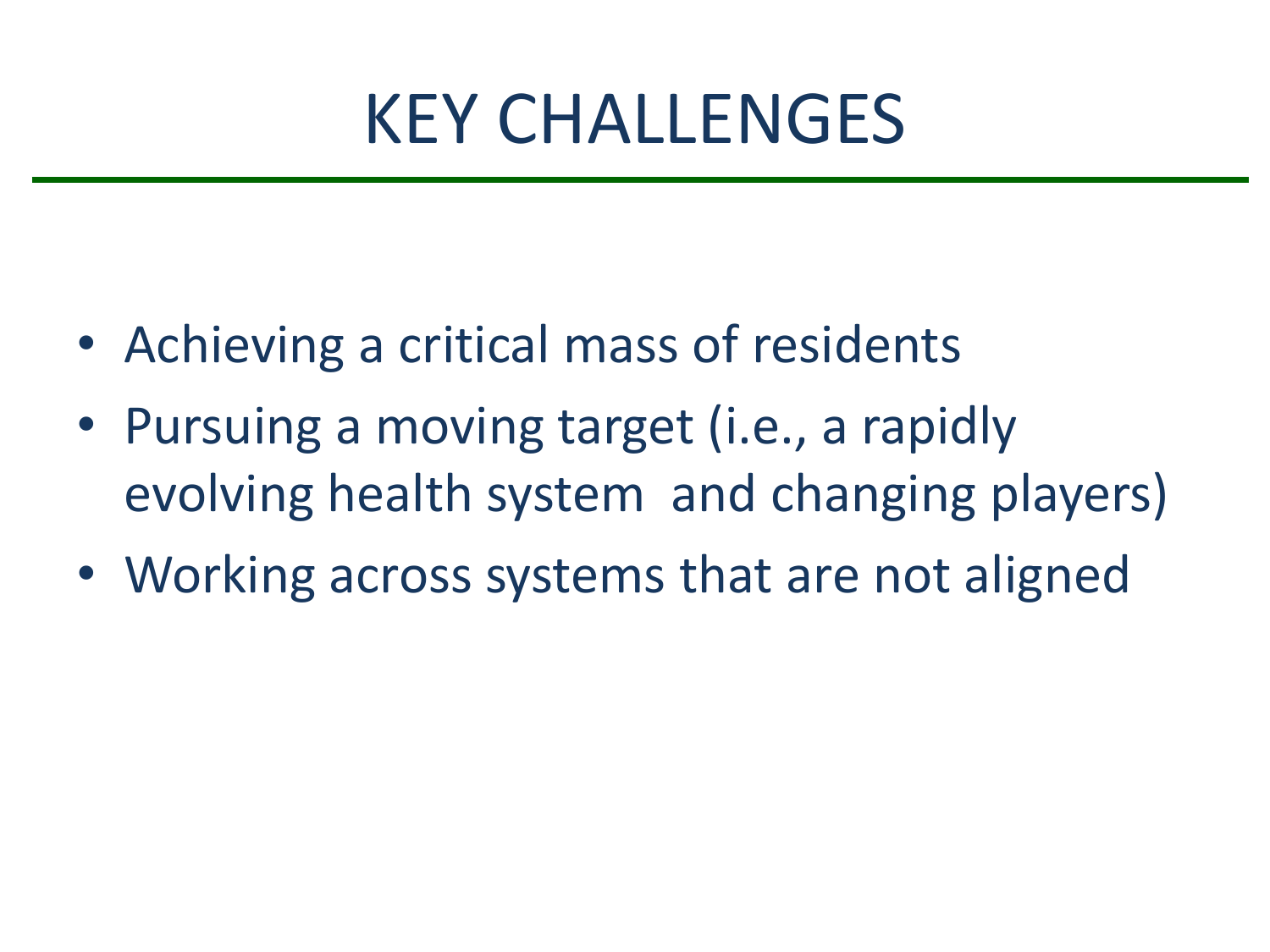# KEY CHALLENGES

- Achieving a critical mass of residents
- Pursuing a moving target (i.e., a rapidly evolving health system and changing players)
- Working across systems that are not aligned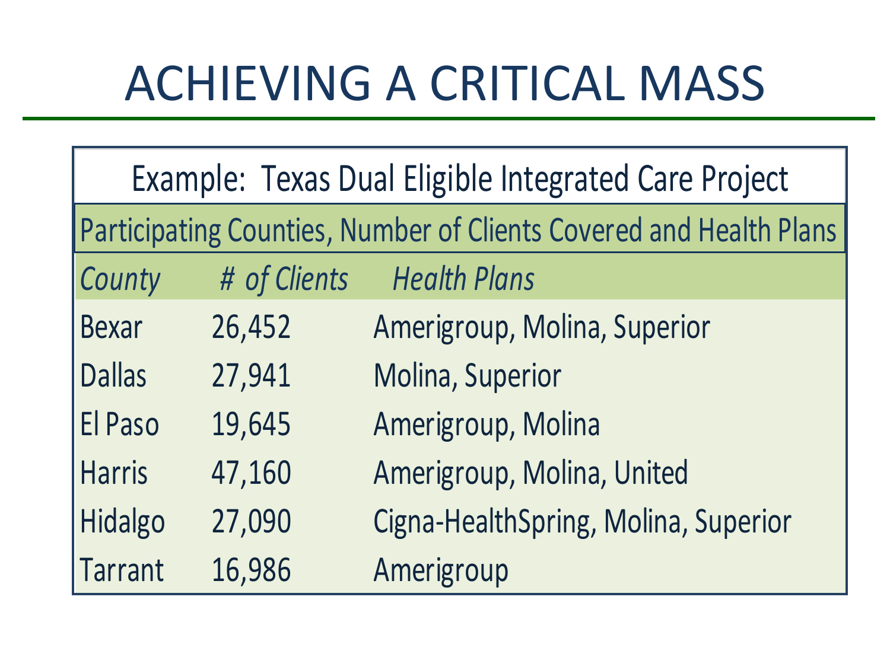# ACHIEVING A CRITICAL MASS

**Example: Texas Dual Eligible Integrated Care Project**

Participating Counties, Number of Clients Covered and Health Plans

| *County* | *# of Clients* | *Health Plans* |
|---|---|---|
| Bexar | 26,452 | Amerigroup, Molina, Superior |
| Dallas | 27,941 | Molina, Superior |
| El Paso | 19,645 | Amerigroup, Molina |
| Harris | 47,160 | Amerigroup, Molina, United |
| Hidalgo | 27,090 | Cigna-HealthSpring, Molina, Superior |
| Tarrant | 16,986 | Amerigroup |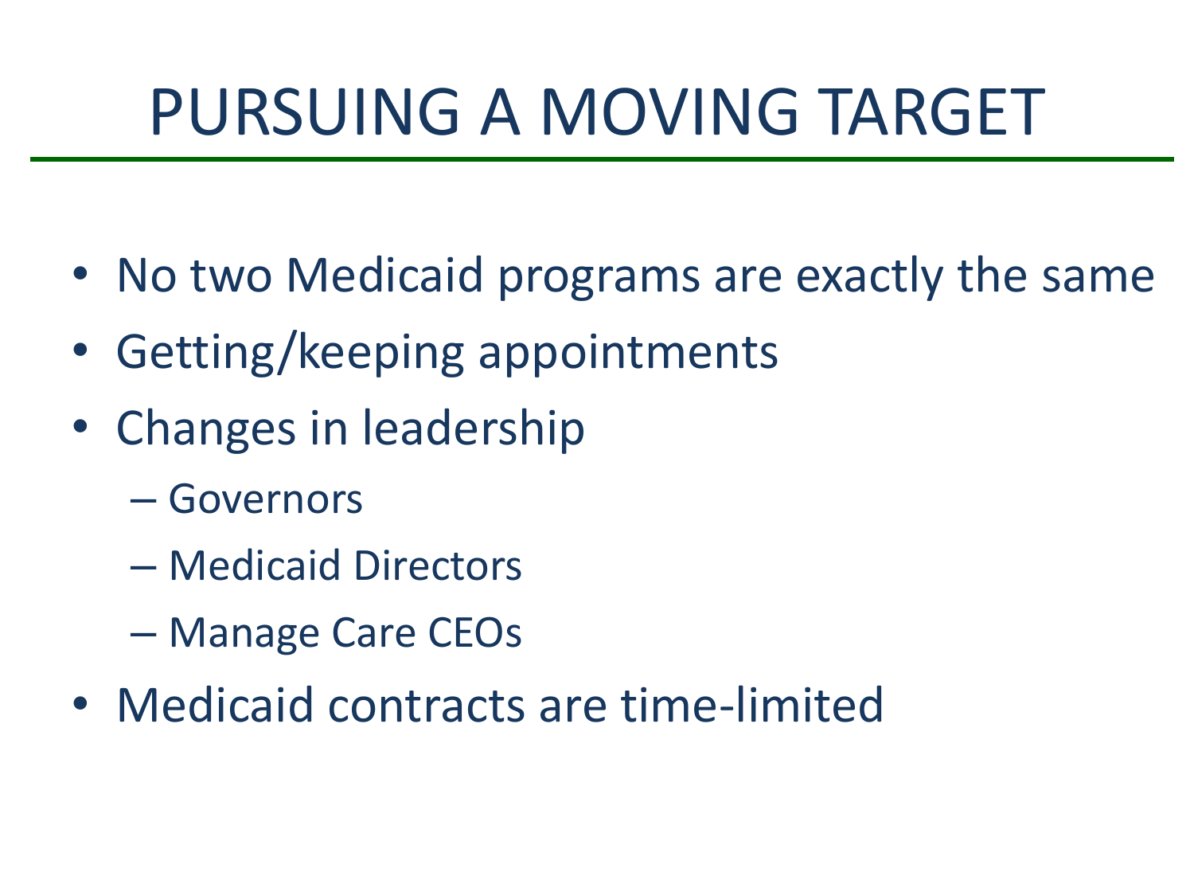# PURSUING A MOVING TARGET

- No two Medicaid programs are exactly the same
- Getting/keeping appointments
- Changes in leadership
  - Governors
  - Medicaid Directors
  - Manage Care CEOs
- Medicaid contracts are time-limited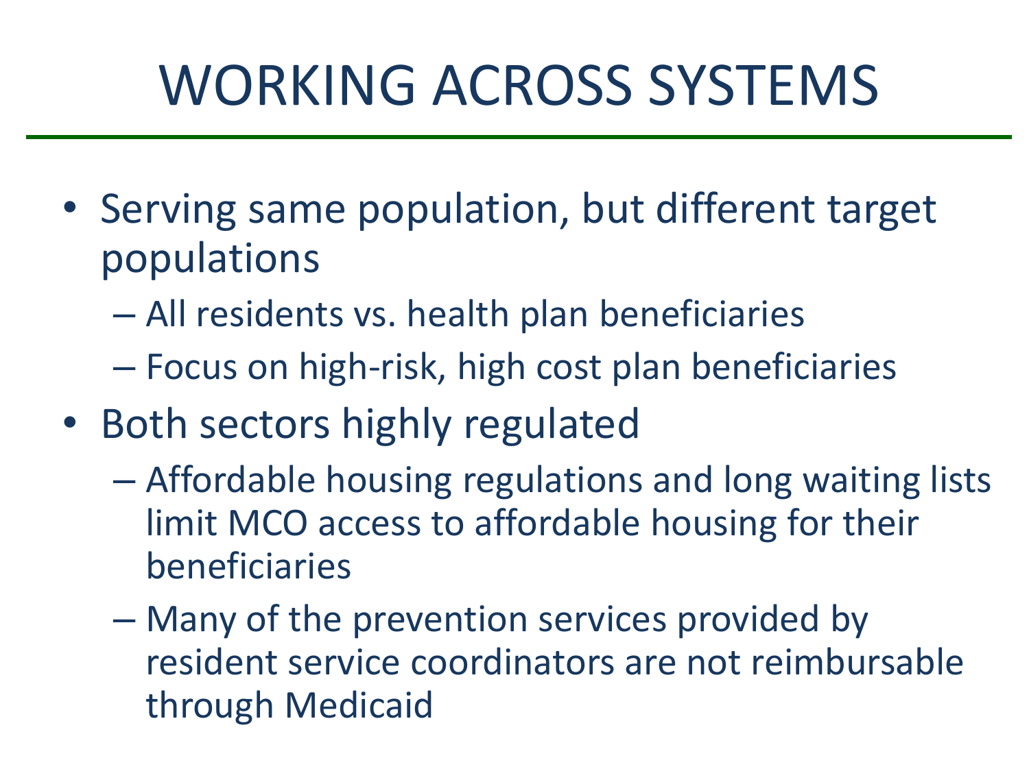# WORKING ACROSS SYSTEMS

- Serving same population, but different target populations
  - All residents vs. health plan beneficiaries
  - Focus on high-risk, high cost plan beneficiaries
- Both sectors highly regulated
  - Affordable housing regulations and long waiting lists limit MCO access to affordable housing for their beneficiaries
  - Many of the prevention services provided by resident service coordinators are not reimbursable through Medicaid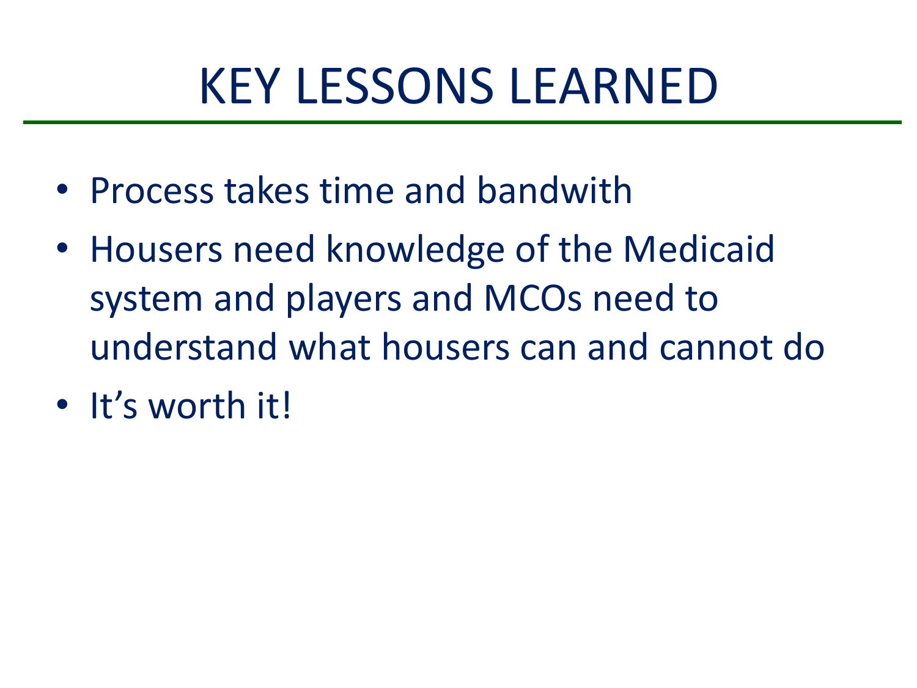# KEY LESSONS LEARNED

- Process takes time and bandwith
- Housers need knowledge of the Medicaid system and players and MCOs need to understand what housers can and cannot do
- It's worth it!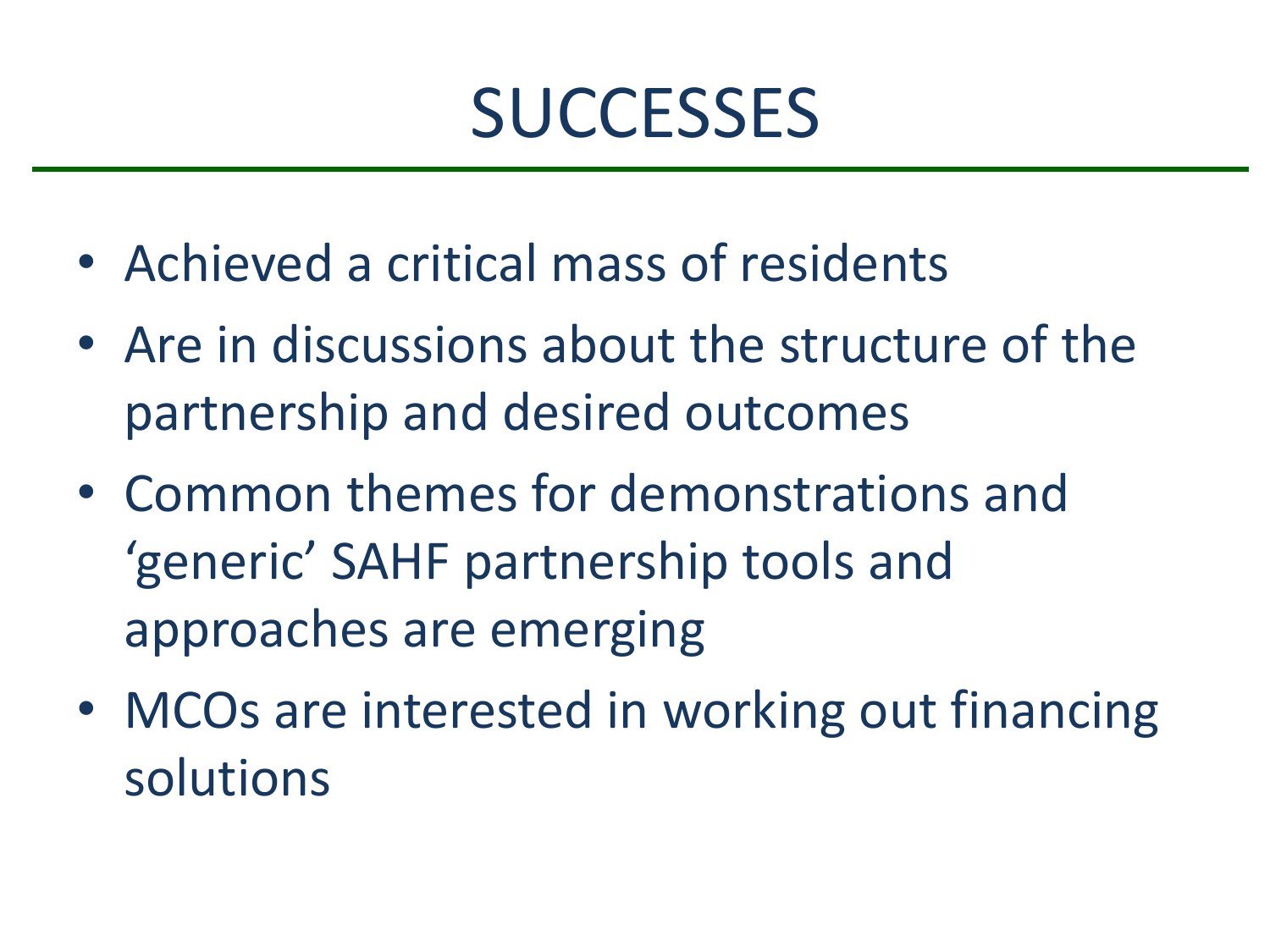# SUCCESSES

- Achieved a critical mass of residents
- Are in discussions about the structure of the partnership and desired outcomes
- Common themes for demonstrations and ‘generic’ SAHF partnership tools and approaches are emerging
- MCOs are interested in working out financing solutions